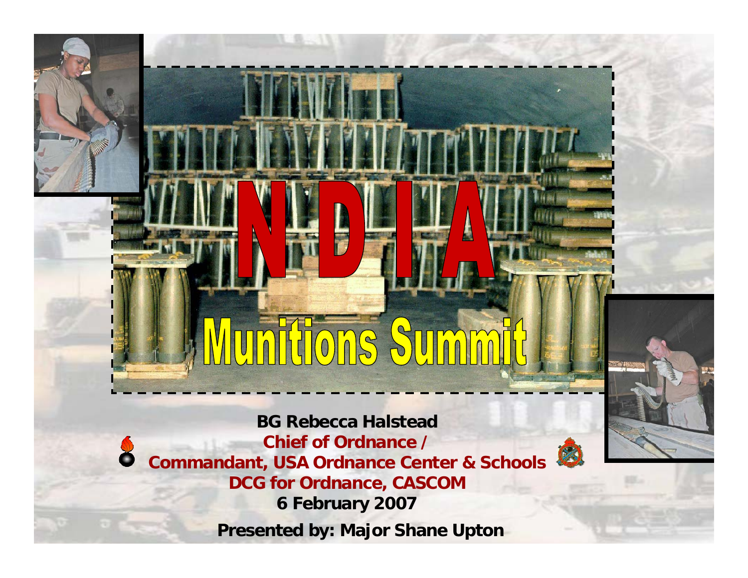# NDIA

# Munitions Summit

**BG Rebecca Halstead**

**Chief of Ordnance /**

**Commandant, USA Ordnance Center & Schools**

**DCG for Ordnance, CASCOM**

**6 February 2007**

**Presented by: Major Shane Upton**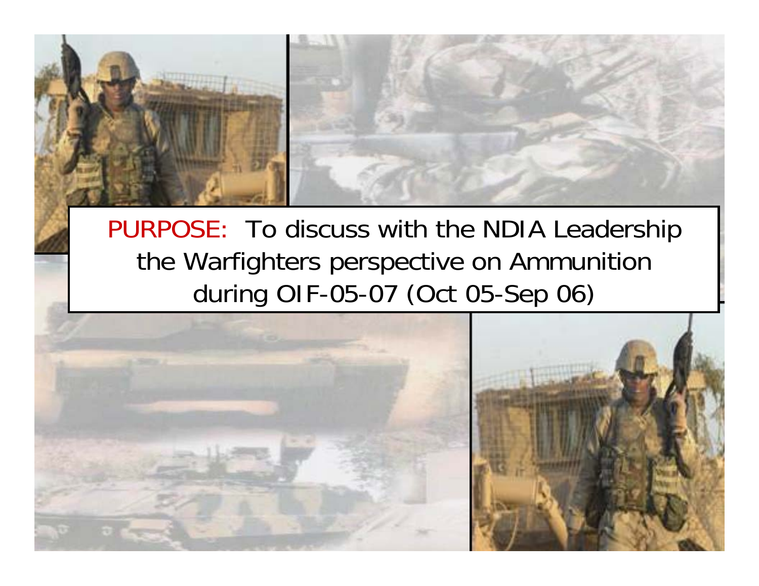PURPOSE: To discuss with the NDIA Leadership the Warfighters perspective on Ammunition during OIF-05-07 (Oct 05-Sep 06)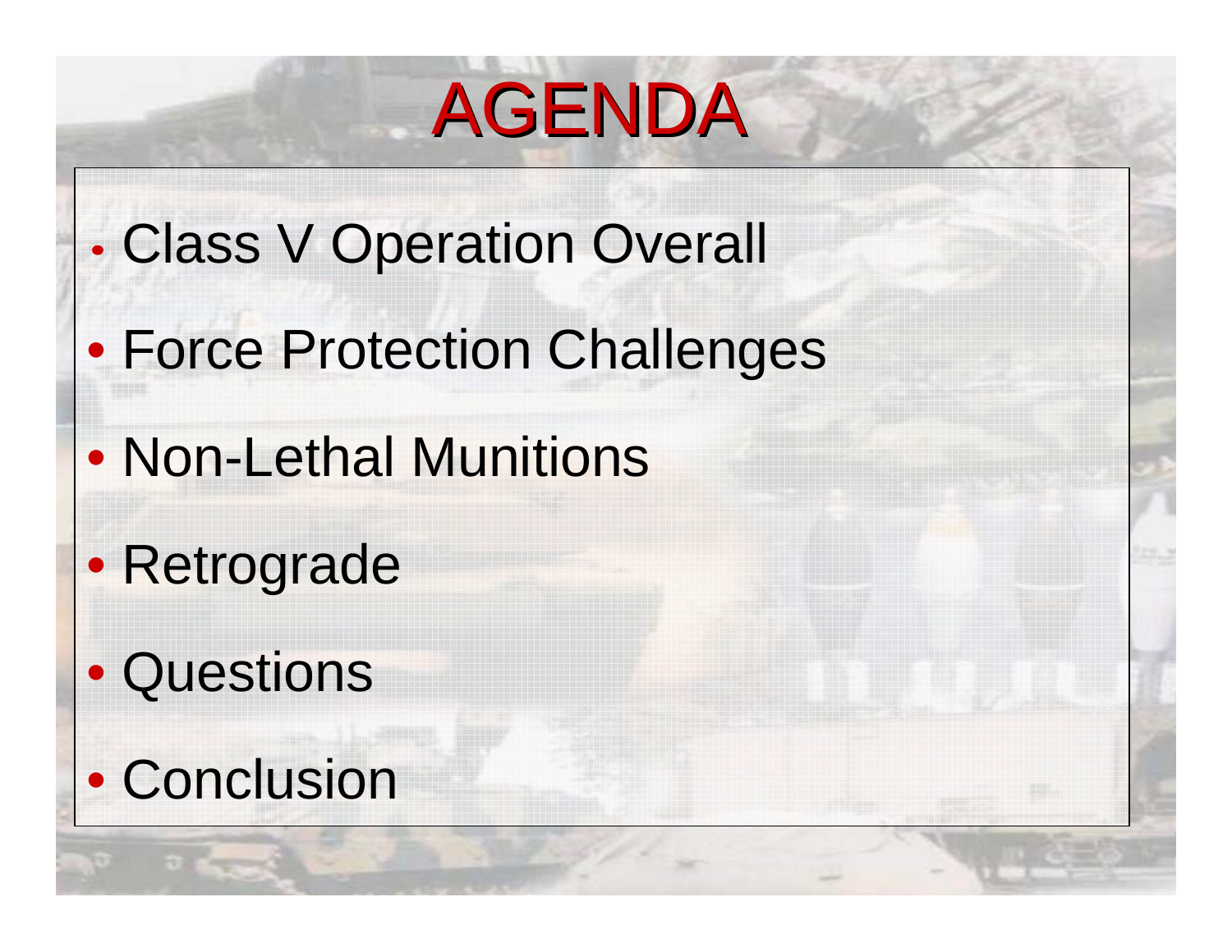# AGENDA

- Class V Operation Overall
- Force Protection Challenges
- Non-Lethal Munitions
- Retrograde
- Questions
- Conclusion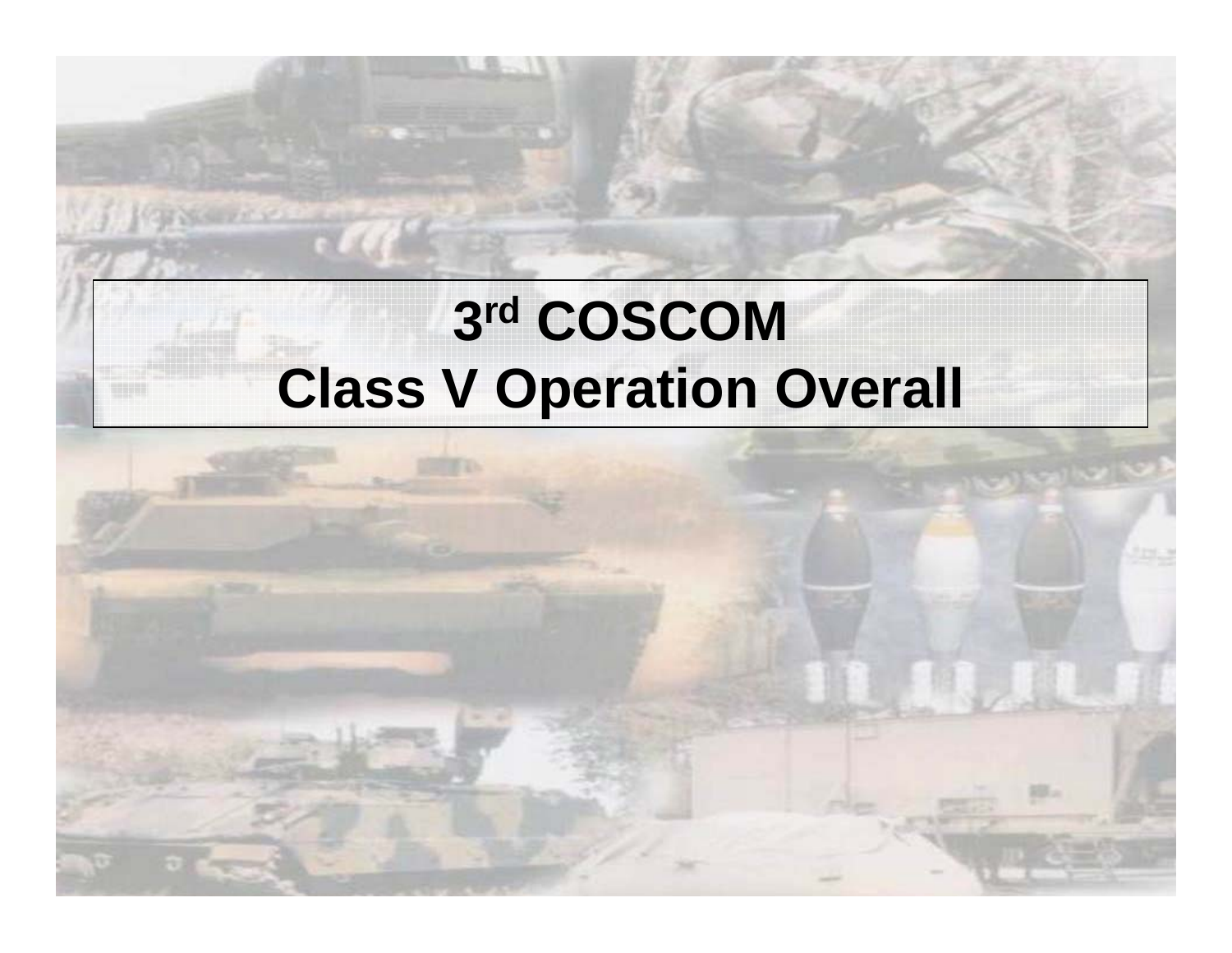# 3rd COSCOM
# Class V Operation Overall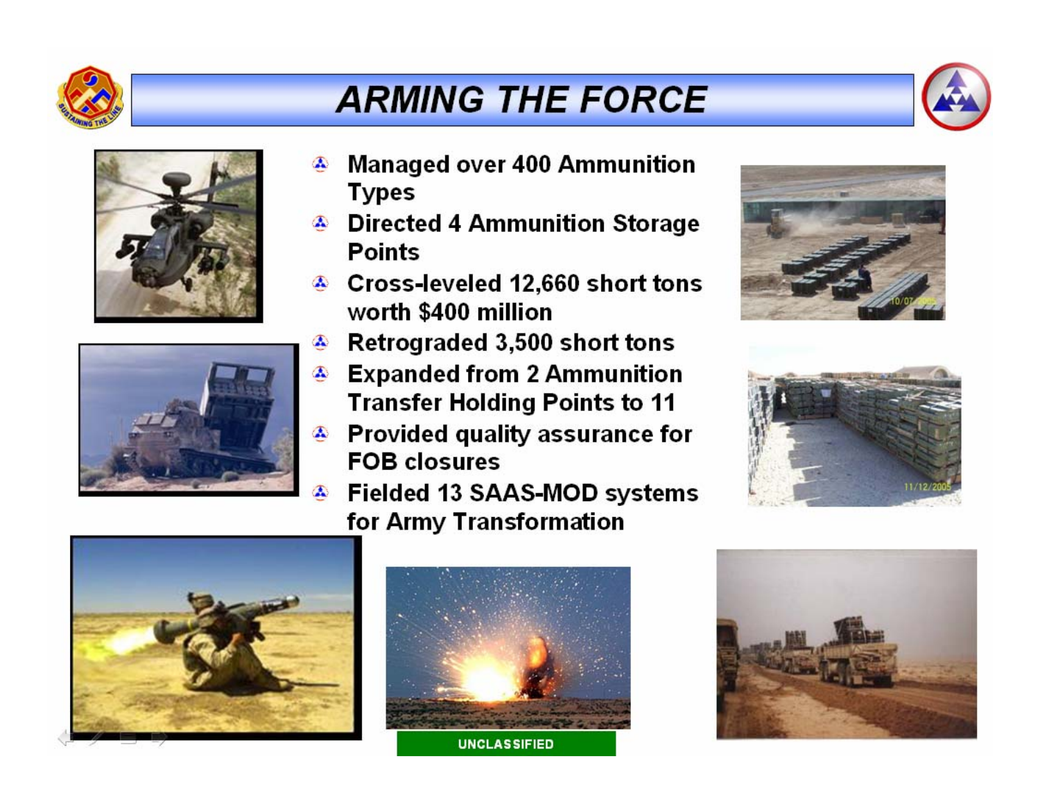# ARMING THE FORCE

- Managed over 400 Ammunition Types
- Directed 4 Ammunition Storage Points
- Cross-leveled 12,660 short tons worth $400 million
- Retrograded 3,500 short tons
- Expanded from 2 Ammunition Transfer Holding Points to 11
- Provided quality assurance for FOB closures
- Fielded 13 SAAS-MOD systems for Army Transformation

UNCLASSIFIED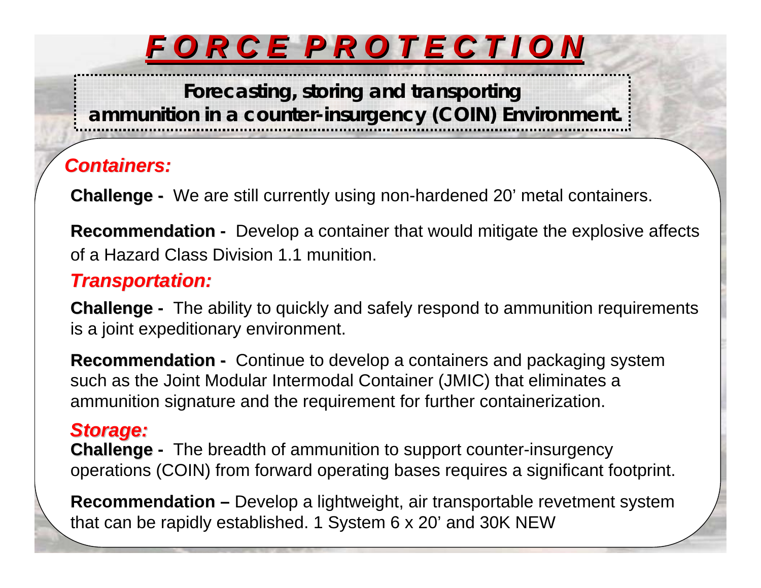# FORCE PROTECTION

**Forecasting, storing and transporting ammunition in a counter-insurgency (COIN) Environment.**

## *Containers:*

**Challenge -** We are still currently using non-hardened 20' metal containers.

**Recommendation -** Develop a container that would mitigate the explosive affects of a Hazard Class Division 1.1 munition.

## *Transportation:*

**Challenge -** The ability to quickly and safely respond to ammunition requirements is a joint expeditionary environment.

**Recommendation -** Continue to develop a containers and packaging system such as the Joint Modular Intermodal Container (JMIC) that eliminates a ammunition signature and the requirement for further containerization.

## *Storage:*

**Challenge -** The breadth of ammunition to support counter-insurgency operations (COIN) from forward operating bases requires a significant footprint.

**Recommendation –** Develop a lightweight, air transportable revetment system that can be rapidly established. 1 System 6 x 20' and 30K NEW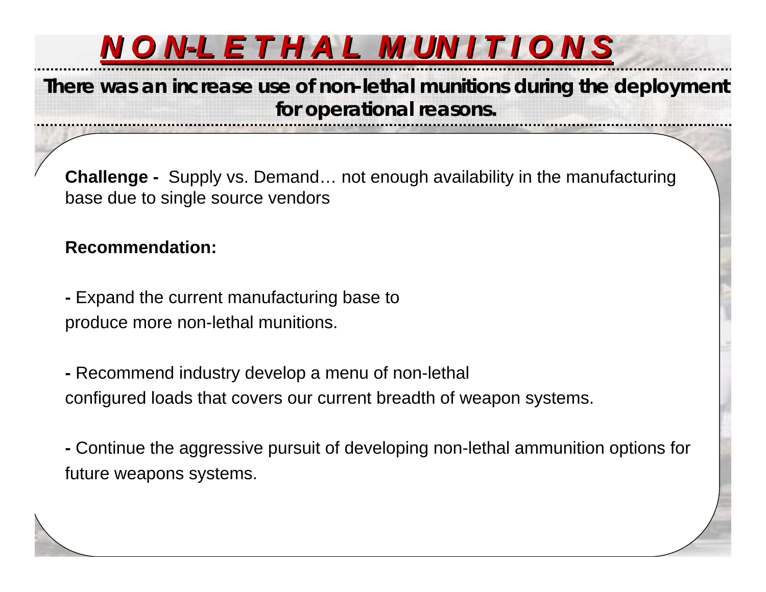# NON-LETHAL MUNITIONS

**There was an increase use of non-lethal munitions during the deployment for operational reasons.**

**Challenge -** Supply vs. Demand… not enough availability in the manufacturing base due to single source vendors

**Recommendation:**

**-** Expand the current manufacturing base to produce more non-lethal munitions.

**-** Recommend industry develop a menu of non-lethal configured loads that covers our current breadth of weapon systems.

**-** Continue the aggressive pursuit of developing non-lethal ammunition options for future weapons systems.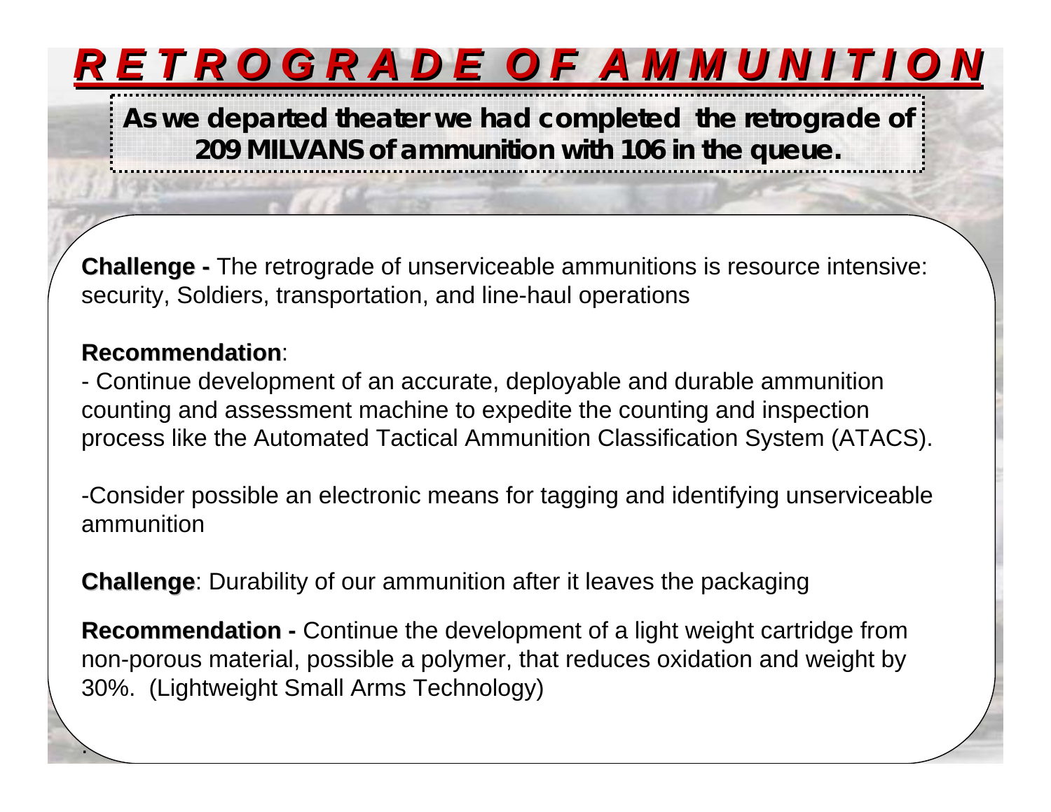# RETROGRADE OF AMMUNITION

**As we departed theater we had completed the retrograde of 209 MILVANS of ammunition with 106 in the queue.**

**Challenge -** The retrograde of unserviceable ammunitions is resource intensive: security, Soldiers, transportation, and line-haul operations

**Recommendation**:

- Continue development of an accurate, deployable and durable ammunition counting and assessment machine to expedite the counting and inspection process like the Automated Tactical Ammunition Classification System (ATACS).

-Consider possible an electronic means for tagging and identifying unserviceable ammunition

**Challenge**: Durability of our ammunition after it leaves the packaging

**Recommendation -** Continue the development of a light weight cartridge from non-porous material, possible a polymer, that reduces oxidation and weight by 30%. (Lightweight Small Arms Technology)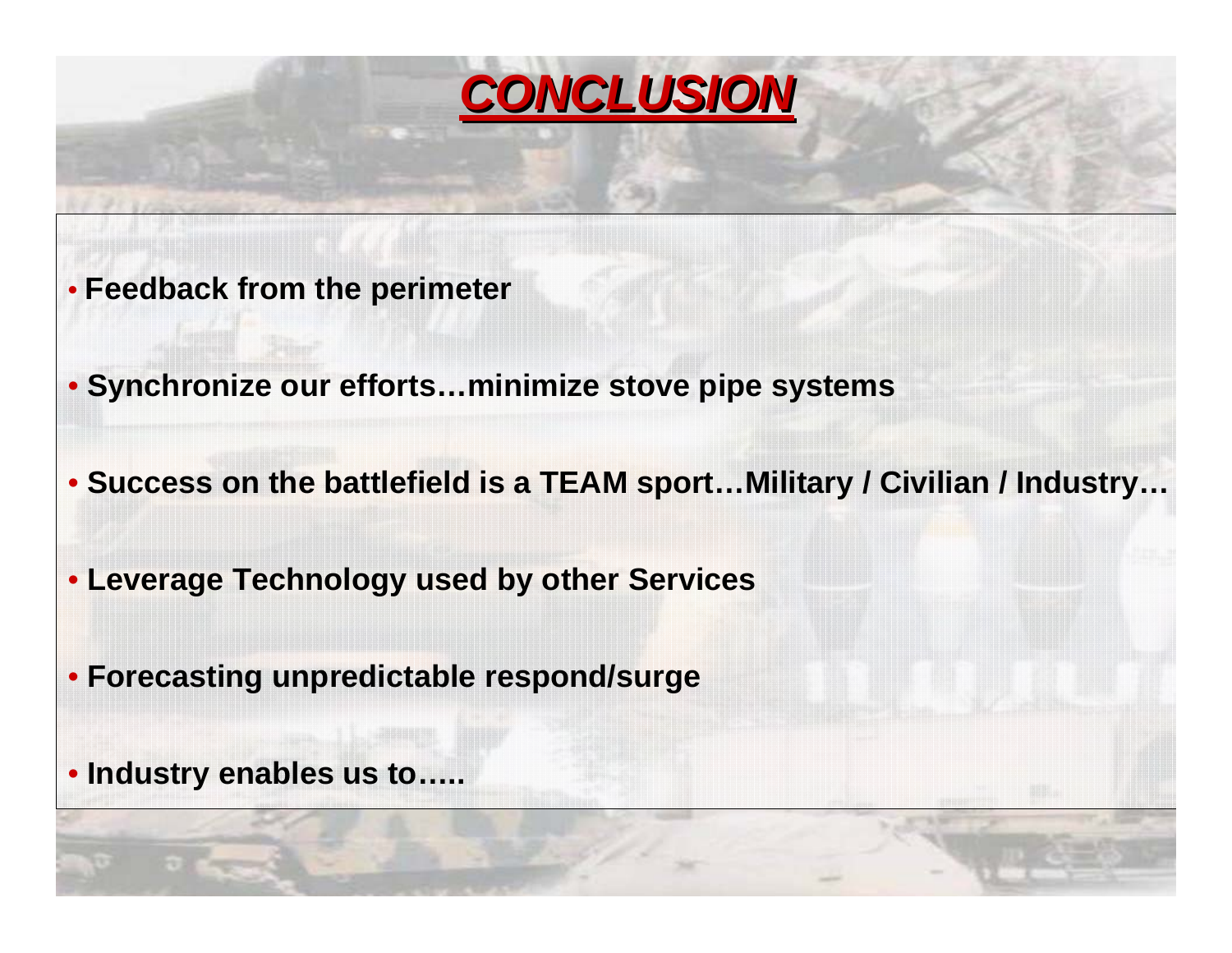# CONCLUSION

- **Feedback from the perimeter**
- **Synchronize our efforts…minimize stove pipe systems**
- **Success on the battlefield is a TEAM sport…Military / Civilian / Industry…**
- **Leverage Technology used by other Services**
- **Forecasting unpredictable respond/surge**
- **Industry enables us to…..**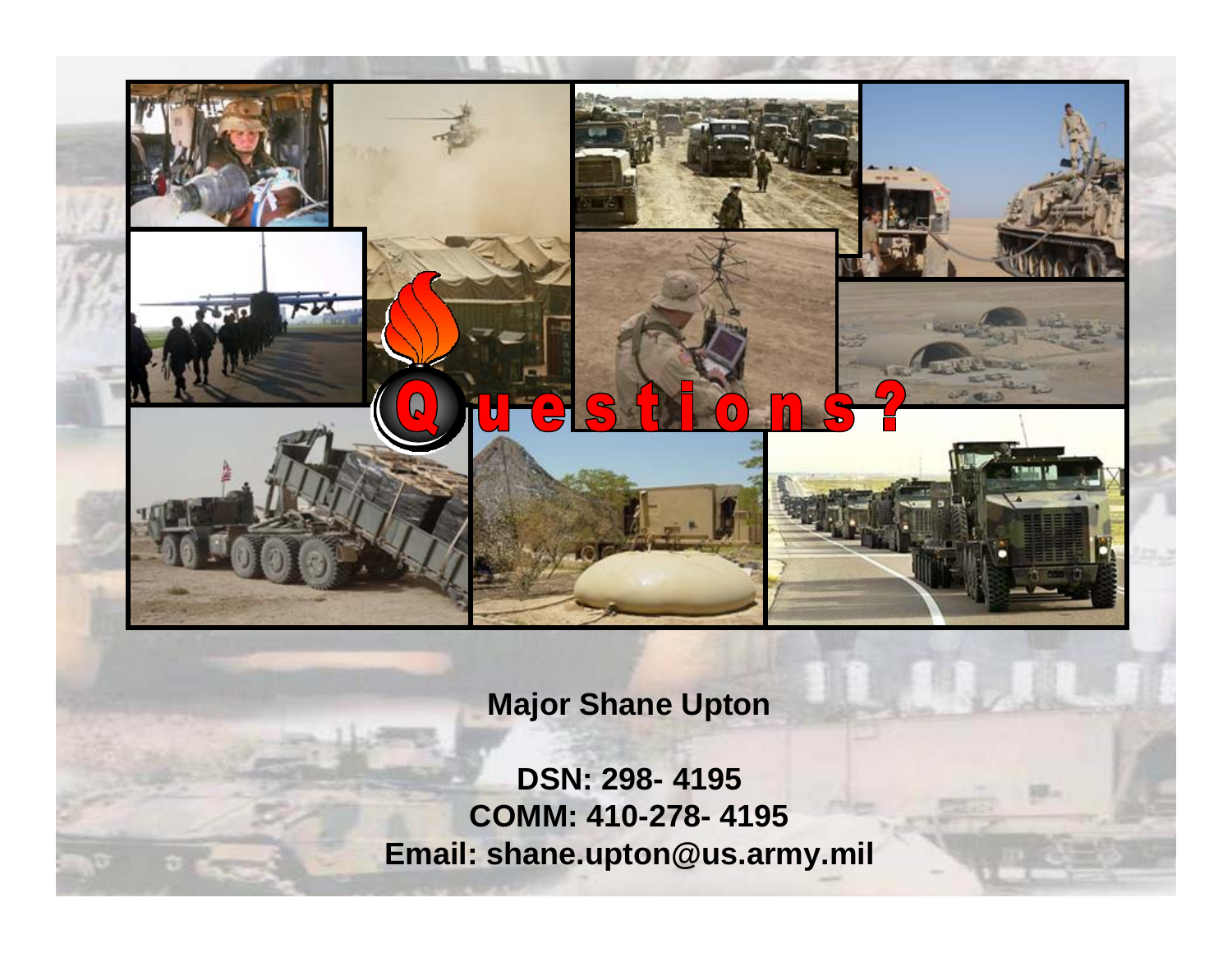Questions?

**Major Shane Upton**

**DSN: 298- 4195**
**COMM: 410-278- 4195**
**Email: shane.upton@us.army.mil**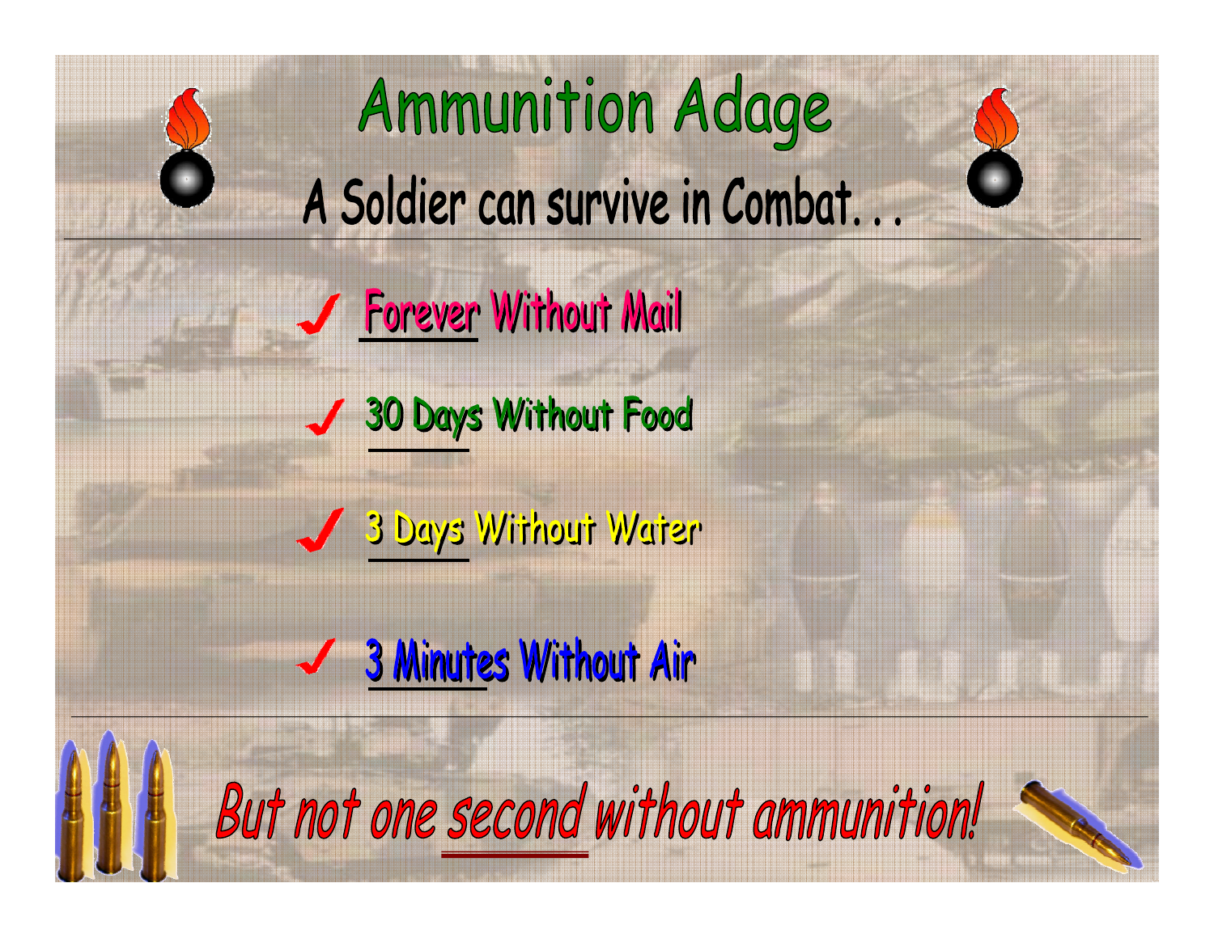# Ammunition Adage

## A Soldier can survive in Combat. . .

- Forever Without Mail
- 30 Days Without Food
- 3 Days Without Water
- 3 Minutes Without Air

*But not one second without ammunition!*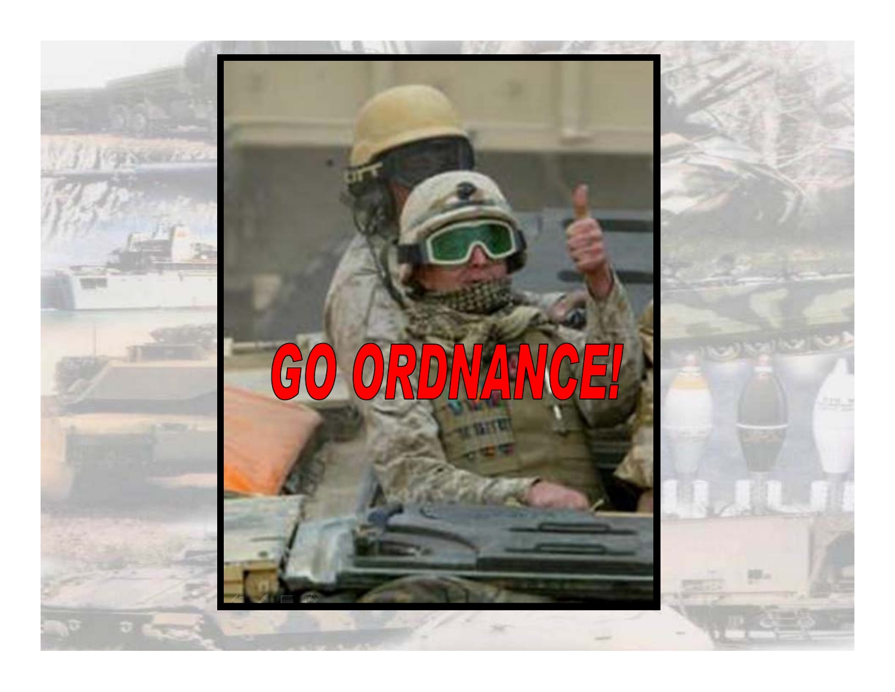GO ORDNANCE!